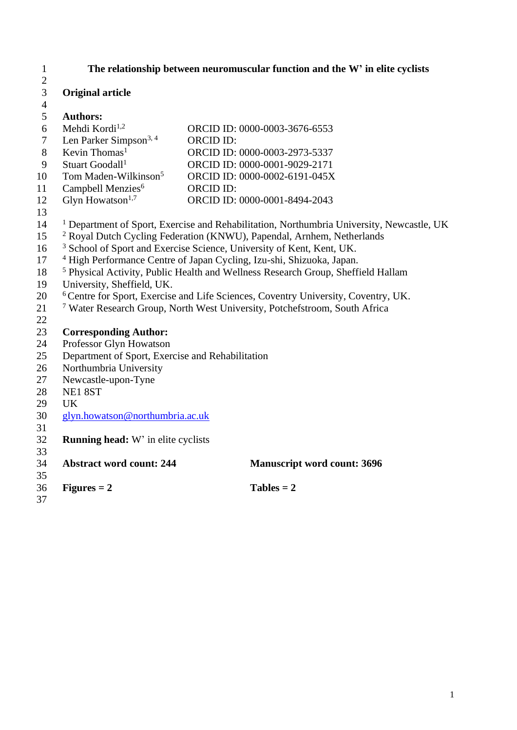# The relationship between neuromuscular function and the W' in elite cyclists

**Original article**

**Authors:**

| | |
|---|---|
| Mehdi Kordi[1,2] | ORCID ID: 0000-0003-3676-6553 |
| Len Parker Simpson[3, 4] | ORCID ID: |
| Kevin Thomas[1] | ORCID ID: 0000-0003-2973-5337 |
| Stuart Goodall[1] | ORCID ID: 0000-0001-9029-2171 |
| Tom Maden-Wilkinson[5] | ORCID ID: 0000-0002-6191-045X |
| Campbell Menzies[6] | ORCID ID: |
| Glyn Howatson[1,7] | ORCID ID: 0000-0001-8494-2043 |

[1] Department of Sport, Exercise and Rehabilitation, Northumbria University, Newcastle, UK
[2] Royal Dutch Cycling Federation (KNWU), Papendal, Arnhem, Netherlands
[3] School of Sport and Exercise Science, University of Kent, Kent, UK.
[4] High Performance Centre of Japan Cycling, Izu-shi, Shizuoka, Japan.
[5] Physical Activity, Public Health and Wellness Research Group, Sheffield Hallam University, Sheffield, UK.
[6] Centre for Sport, Exercise and Life Sciences, Coventry University, Coventry, UK.
[7] Water Research Group, North West University, Potchefstroom, South Africa

**Corresponding Author:**
Professor Glyn Howatson
Department of Sport, Exercise and Rehabilitation
Northumbria University
Newcastle-upon-Tyne
NE1 8ST
UK
glyn.howatson@northumbria.ac.uk

**Running head:** W' in elite cyclists

**Abstract word count: 244** **Manuscript word count: 3696**

**Figures = 2** **Tables = 2**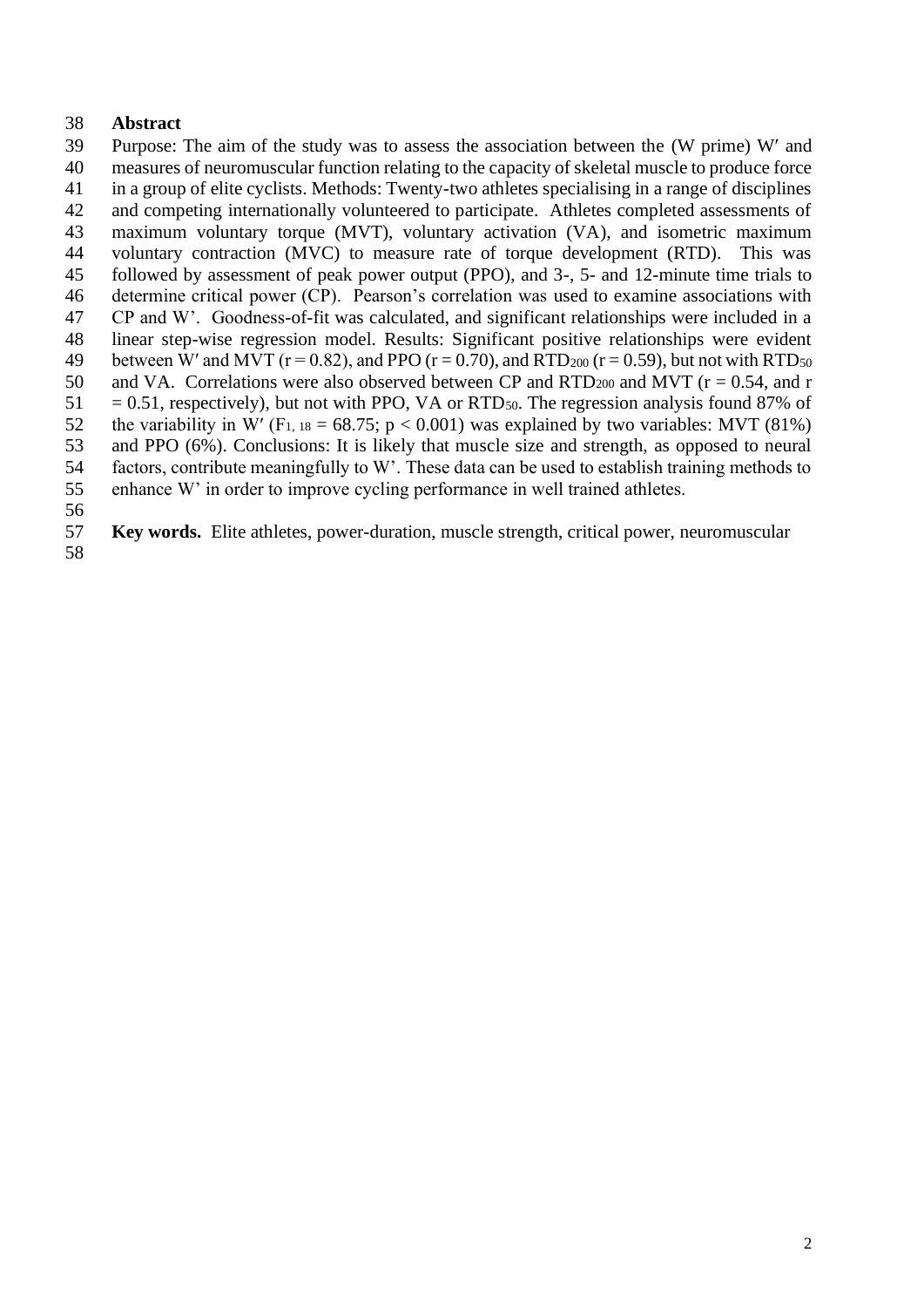## Abstract

Purpose: The aim of the study was to assess the association between the (W prime) W′ and measures of neuromuscular function relating to the capacity of skeletal muscle to produce force in a group of elite cyclists. Methods: Twenty-two athletes specialising in a range of disciplines and competing internationally volunteered to participate. Athletes completed assessments of maximum voluntary torque (MVT), voluntary activation (VA), and isometric maximum voluntary contraction (MVC) to measure rate of torque development (RTD). This was followed by assessment of peak power output (PPO), and 3-, 5- and 12-minute time trials to determine critical power (CP). Pearson's correlation was used to examine associations with CP and W'. Goodness-of-fit was calculated, and significant relationships were included in a linear step-wise regression model. Results: Significant positive relationships were evident between W′ and MVT ($r = 0.82$), and PPO ($r = 0.70$), and $RTD_{200}$ ($r = 0.59$), but not with $RTD_{50}$ and VA. Correlations were also observed between CP and $RTD_{200}$ and MVT ($r = 0.54$, and $r = 0.51$, respectively), but not with PPO, VA or $RTD_{50}$. The regression analysis found 87% of the variability in W′ ($F_{1,\,18} = 68.75$; $p < 0.001$) was explained by two variables: MVT (81%) and PPO (6%). Conclusions: It is likely that muscle size and strength, as opposed to neural factors, contribute meaningfully to W'. These data can be used to establish training methods to enhance W' in order to improve cycling performance in well trained athletes.

**Key words.** Elite athletes, power-duration, muscle strength, critical power, neuromuscular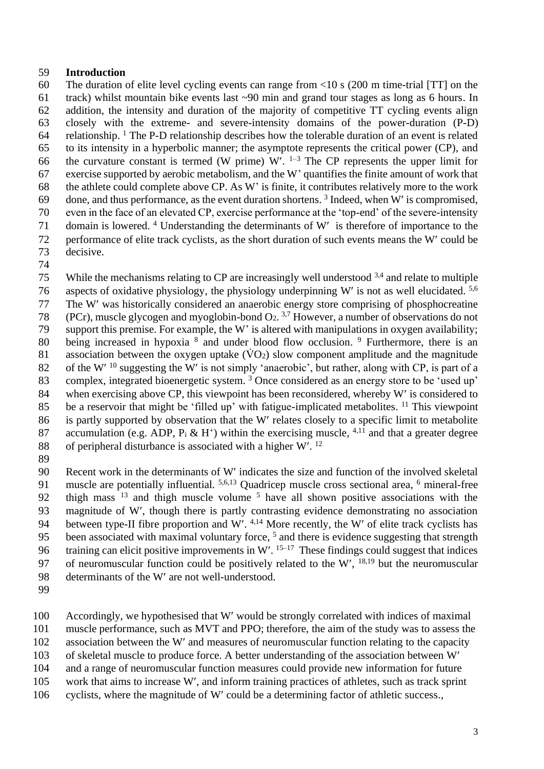## Introduction

The duration of elite level cycling events can range from <10 s (200 m time-trial [TT] on the track) whilst mountain bike events last ~90 min and grand tour stages as long as 6 hours. In addition, the intensity and duration of the majority of competitive TT cycling events align closely with the extreme- and severe-intensity domains of the power-duration (P-D) relationship. [1] The P-D relationship describes how the tolerable duration of an event is related to its intensity in a hyperbolic manner; the asymptote represents the critical power (CP), and the curvature constant is termed (W prime) W′. [1–3] The CP represents the upper limit for exercise supported by aerobic metabolism, and the W' quantifies the finite amount of work that the athlete could complete above CP. As W' is finite, it contributes relatively more to the work done, and thus performance, as the event duration shortens. [3] Indeed, when W′ is compromised, even in the face of an elevated CP, exercise performance at the 'top-end' of the severe-intensity domain is lowered. [4] Understanding the determinants of W′ is therefore of importance to the performance of elite track cyclists, as the short duration of such events means the W′ could be decisive.

While the mechanisms relating to CP are increasingly well understood [3,4] and relate to multiple aspects of oxidative physiology, the physiology underpinning W′ is not as well elucidated. [5,6] The W′ was historically considered an anaerobic energy store comprising of phosphocreatine (PCr), muscle glycogen and myoglobin-bond $O_2$. [3,7] However, a number of observations do not support this premise. For example, the W' is altered with manipulations in oxygen availability; being increased in hypoxia [8] and under blood flow occlusion. [9] Furthermore, there is an association between the oxygen uptake ($\dot{V}O_2$) slow component amplitude and the magnitude of the W′ [10] suggesting the W′ is not simply 'anaerobic', but rather, along with CP, is part of a complex, integrated bioenergetic system. [3] Once considered as an energy store to be 'used up' when exercising above CP, this viewpoint has been reconsidered, whereby W′ is considered to be a reservoir that might be 'filled up' with fatigue-implicated metabolites. [11] This viewpoint is partly supported by observation that the W′ relates closely to a specific limit to metabolite accumulation (e.g. ADP, $P_i$ & $H^+$) within the exercising muscle, [4,11] and that a greater degree of peripheral disturbance is associated with a higher W′. [12]

Recent work in the determinants of W′ indicates the size and function of the involved skeletal muscle are potentially influential. [5,6,13] Quadricep muscle cross sectional area, [6] mineral-free thigh mass [13] and thigh muscle volume [5] have all shown positive associations with the magnitude of W′, though there is partly contrasting evidence demonstrating no association between type-II fibre proportion and W′. [4,14] More recently, the W′ of elite track cyclists has been associated with maximal voluntary force, [5] and there is evidence suggesting that strength training can elicit positive improvements in W′. [15–17] These findings could suggest that indices of neuromuscular function could be positively related to the W′, [18,19] but the neuromuscular determinants of the W′ are not well-understood.

Accordingly, we hypothesised that W′ would be strongly correlated with indices of maximal muscle performance, such as MVT and PPO; therefore, the aim of the study was to assess the association between the W′ and measures of neuromuscular function relating to the capacity of skeletal muscle to produce force. A better understanding of the association between W′ and a range of neuromuscular function measures could provide new information for future work that aims to increase W′, and inform training practices of athletes, such as track sprint cyclists, where the magnitude of W′ could be a determining factor of athletic success.,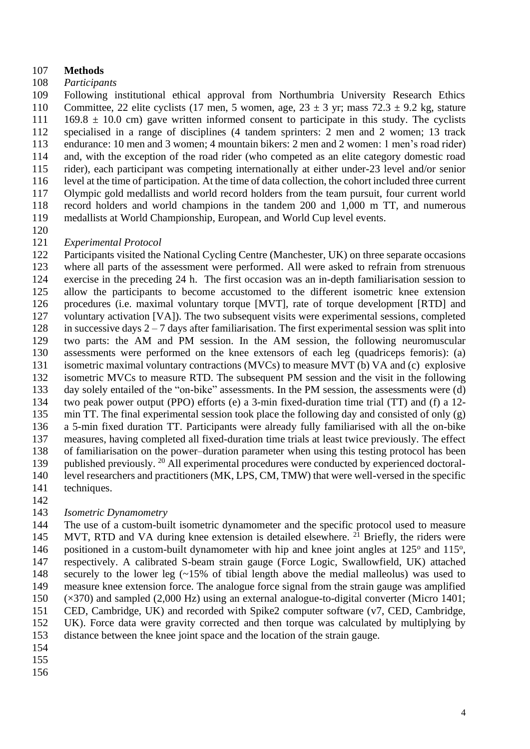## Methods

### *Participants*

Following institutional ethical approval from Northumbria University Research Ethics Committee, 22 elite cyclists (17 men, 5 women, age, 23 ± 3 yr; mass 72.3 ± 9.2 kg, stature 169.8 ± 10.0 cm) gave written informed consent to participate in this study. The cyclists specialised in a range of disciplines (4 tandem sprinters: 2 men and 2 women; 13 track endurance: 10 men and 3 women; 4 mountain bikers: 2 men and 2 women: 1 men's road rider) and, with the exception of the road rider (who competed as an elite category domestic road rider), each participant was competing internationally at either under-23 level and/or senior level at the time of participation. At the time of data collection, the cohort included three current Olympic gold medallists and world record holders from the team pursuit, four current world record holders and world champions in the tandem 200 and 1,000 m TT, and numerous medallists at World Championship, European, and World Cup level events.

### *Experimental Protocol*

Participants visited the National Cycling Centre (Manchester, UK) on three separate occasions where all parts of the assessment were performed. All were asked to refrain from strenuous exercise in the preceding 24 h. The first occasion was an in-depth familiarisation session to allow the participants to become accustomed to the different isometric knee extension procedures (i.e. maximal voluntary torque [MVT], rate of torque development [RTD] and voluntary activation [VA]). The two subsequent visits were experimental sessions, completed in successive days 2 – 7 days after familiarisation. The first experimental session was split into two parts: the AM and PM session. In the AM session, the following neuromuscular assessments were performed on the knee extensors of each leg (quadriceps femoris): (a) isometric maximal voluntary contractions (MVCs) to measure MVT (b) VA and (c) explosive isometric MVCs to measure RTD. The subsequent PM session and the visit in the following day solely entailed of the "on-bike" assessments. In the PM session, the assessments were (d) two peak power output (PPO) efforts (e) a 3-min fixed-duration time trial (TT) and (f) a 12-min TT. The final experimental session took place the following day and consisted of only (g) a 5-min fixed duration TT. Participants were already fully familiarised with all the on-bike measures, having completed all fixed-duration time trials at least twice previously. The effect of familiarisation on the power–duration parameter when using this testing protocol has been published previously. [20] All experimental procedures were conducted by experienced doctoral-level researchers and practitioners (MK, LPS, CM, TMW) that were well-versed in the specific techniques.

### *Isometric Dynamometry*

The use of a custom-built isometric dynamometer and the specific protocol used to measure MVT, RTD and VA during knee extension is detailed elsewhere. [21] Briefly, the riders were positioned in a custom-built dynamometer with hip and knee joint angles at 125º and 115º, respectively. A calibrated S-beam strain gauge (Force Logic, Swallowfield, UK) attached securely to the lower leg (~15% of tibial length above the medial malleolus) was used to measure knee extension force. The analogue force signal from the strain gauge was amplified (×370) and sampled (2,000 Hz) using an external analogue-to-digital converter (Micro 1401; CED, Cambridge, UK) and recorded with Spike2 computer software (v7, CED, Cambridge, UK). Force data were gravity corrected and then torque was calculated by multiplying by distance between the knee joint space and the location of the strain gauge.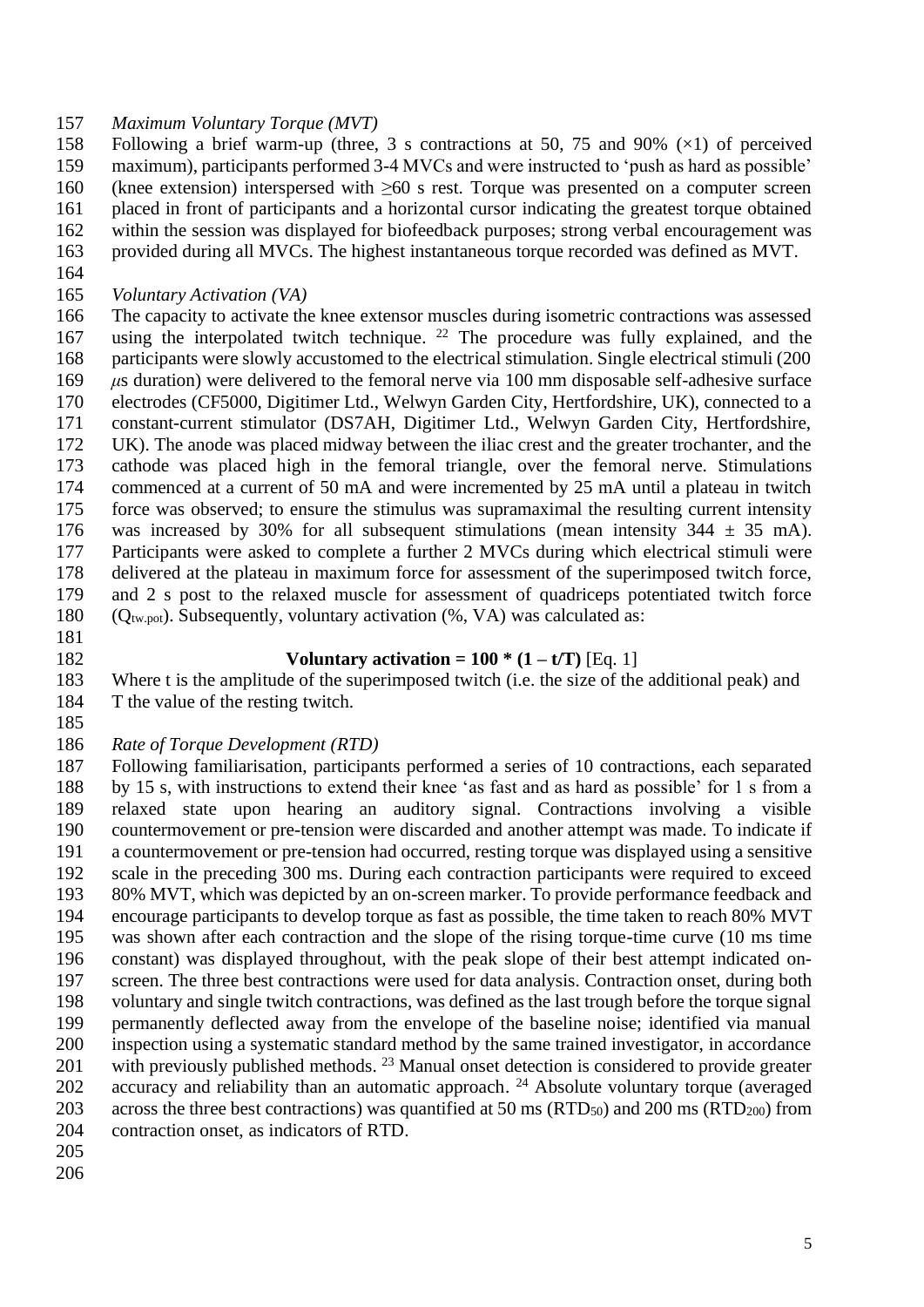*Maximum Voluntary Torque (MVT)*

Following a brief warm-up (three, 3 s contractions at 50, 75 and 90% (×1) of perceived maximum), participants performed 3-4 MVCs and were instructed to 'push as hard as possible' (knee extension) interspersed with ≥60 s rest. Torque was presented on a computer screen placed in front of participants and a horizontal cursor indicating the greatest torque obtained within the session was displayed for biofeedback purposes; strong verbal encouragement was provided during all MVCs. The highest instantaneous torque recorded was defined as MVT.

*Voluntary Activation (VA)*

The capacity to activate the knee extensor muscles during isometric contractions was assessed using the interpolated twitch technique. [22] The procedure was fully explained, and the participants were slowly accustomed to the electrical stimulation. Single electrical stimuli (200 μs duration) were delivered to the femoral nerve via 100 mm disposable self-adhesive surface electrodes (CF5000, Digitimer Ltd., Welwyn Garden City, Hertfordshire, UK), connected to a constant-current stimulator (DS7AH, Digitimer Ltd., Welwyn Garden City, Hertfordshire, UK). The anode was placed midway between the iliac crest and the greater trochanter, and the cathode was placed high in the femoral triangle, over the femoral nerve. Stimulations commenced at a current of 50 mA and were incremented by 25 mA until a plateau in twitch force was observed; to ensure the stimulus was supramaximal the resulting current intensity was increased by 30% for all subsequent stimulations (mean intensity 344 ± 35 mA). Participants were asked to complete a further 2 MVCs during which electrical stimuli were delivered at the plateau in maximum force for assessment of the superimposed twitch force, and 2 s post to the relaxed muscle for assessment of quadriceps potentiated twitch force ($Q_{tw.pot}$). Subsequently, voluntary activation (%, VA) was calculated as:

$$\textbf{Voluntary activation} = \mathbf{100 * (1 - t/T)} \quad \text{[Eq. 1]}$$

Where t is the amplitude of the superimposed twitch (i.e. the size of the additional peak) and T the value of the resting twitch.

*Rate of Torque Development (RTD)*

Following familiarisation, participants performed a series of 10 contractions, each separated by 15 s, with instructions to extend their knee 'as fast and as hard as possible' for 1 s from a relaxed state upon hearing an auditory signal. Contractions involving a visible countermovement or pre-tension were discarded and another attempt was made. To indicate if a countermovement or pre-tension had occurred, resting torque was displayed using a sensitive scale in the preceding 300 ms. During each contraction participants were required to exceed 80% MVT, which was depicted by an on-screen marker. To provide performance feedback and encourage participants to develop torque as fast as possible, the time taken to reach 80% MVT was shown after each contraction and the slope of the rising torque-time curve (10 ms time constant) was displayed throughout, with the peak slope of their best attempt indicated on-screen. The three best contractions were used for data analysis. Contraction onset, during both voluntary and single twitch contractions, was defined as the last trough before the torque signal permanently deflected away from the envelope of the baseline noise; identified via manual inspection using a systematic standard method by the same trained investigator, in accordance with previously published methods. [23] Manual onset detection is considered to provide greater accuracy and reliability than an automatic approach. [24] Absolute voluntary torque (averaged across the three best contractions) was quantified at 50 ms ($RTD_{50}$) and 200 ms ($RTD_{200}$) from contraction onset, as indicators of RTD.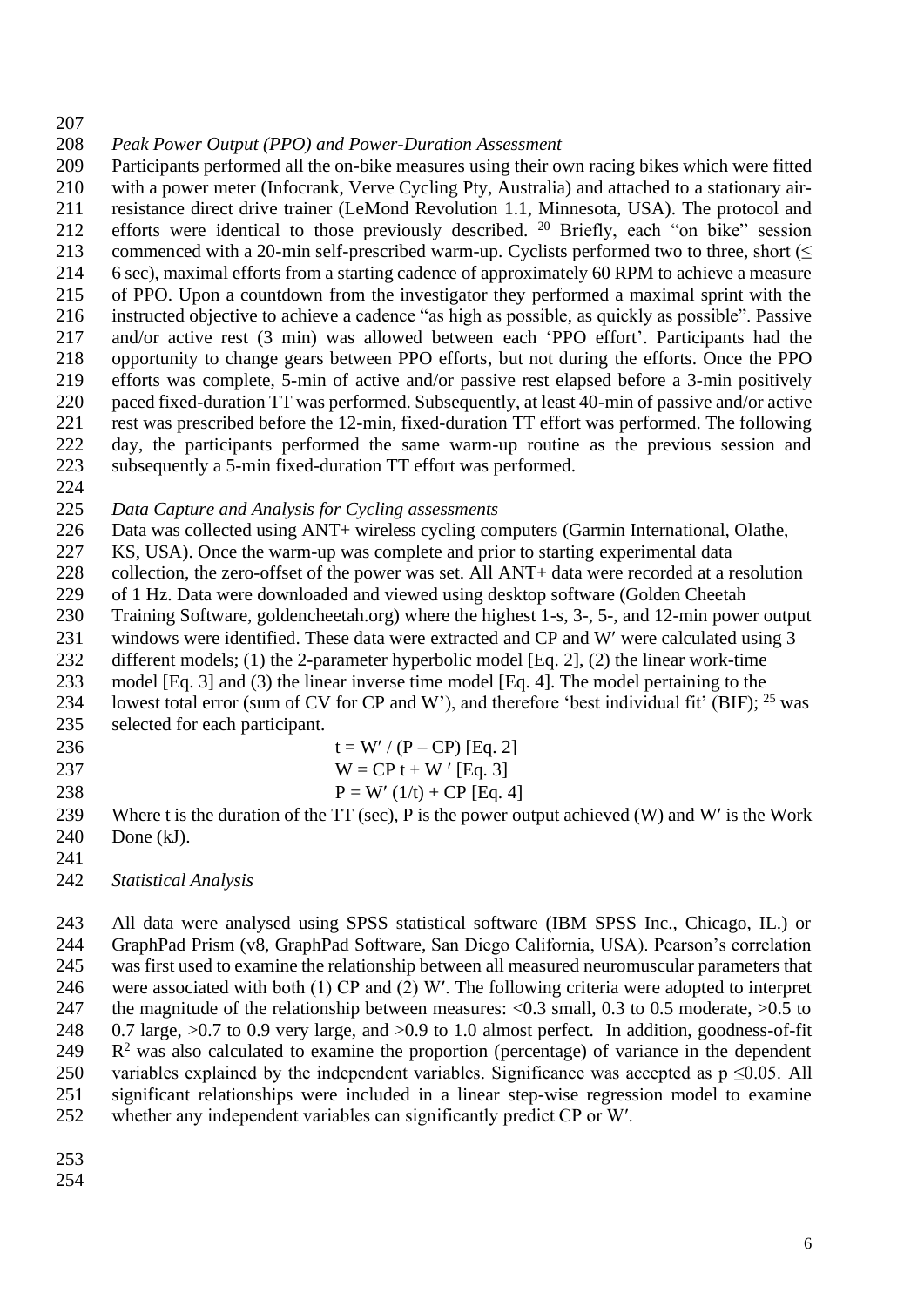*Peak Power Output (PPO) and Power-Duration Assessment*

Participants performed all the on-bike measures using their own racing bikes which were fitted with a power meter (Infocrank, Verve Cycling Pty, Australia) and attached to a stationary air-resistance direct drive trainer (LeMond Revolution 1.1, Minnesota, USA). The protocol and efforts were identical to those previously described. [20] Briefly, each "on bike" session commenced with a 20-min self-prescribed warm-up. Cyclists performed two to three, short (≤ 6 sec), maximal efforts from a starting cadence of approximately 60 RPM to achieve a measure of PPO. Upon a countdown from the investigator they performed a maximal sprint with the instructed objective to achieve a cadence "as high as possible, as quickly as possible". Passive and/or active rest (3 min) was allowed between each 'PPO effort'. Participants had the opportunity to change gears between PPO efforts, but not during the efforts. Once the PPO efforts was complete, 5-min of active and/or passive rest elapsed before a 3-min positively paced fixed-duration TT was performed. Subsequently, at least 40-min of passive and/or active rest was prescribed before the 12-min, fixed-duration TT effort was performed. The following day, the participants performed the same warm-up routine as the previous session and subsequently a 5-min fixed-duration TT effort was performed.

*Data Capture and Analysis for Cycling assessments*

Data was collected using ANT+ wireless cycling computers (Garmin International, Olathe, KS, USA). Once the warm-up was complete and prior to starting experimental data collection, the zero-offset of the power was set. All ANT+ data were recorded at a resolution of 1 Hz. Data were downloaded and viewed using desktop software (Golden Cheetah Training Software, goldencheetah.org) where the highest 1-s, 3-, 5-, and 12-min power output windows were identified. These data were extracted and CP and W′ were calculated using 3 different models; (1) the 2-parameter hyperbolic model [Eq. 2], (2) the linear work-time model [Eq. 3] and (3) the linear inverse time model [Eq. 4]. The model pertaining to the lowest total error (sum of CV for CP and W'), and therefore 'best individual fit' (BIF); [25] was selected for each participant.

$$t = W' / (P - CP) \quad \text{[Eq. 2]}$$

$$W = CP\,t + W' \quad \text{[Eq. 3]}$$

$$P = W'\,(1/t) + CP \quad \text{[Eq. 4]}$$

Where t is the duration of the TT (sec), P is the power output achieved (W) and W′ is the Work Done (kJ).

*Statistical Analysis*

All data were analysed using SPSS statistical software (IBM SPSS Inc., Chicago, IL.) or GraphPad Prism (v8, GraphPad Software, San Diego California, USA). Pearson's correlation was first used to examine the relationship between all measured neuromuscular parameters that were associated with both (1) CP and (2) W′. The following criteria were adopted to interpret the magnitude of the relationship between measures: <0.3 small, 0.3 to 0.5 moderate, >0.5 to 0.7 large, >0.7 to 0.9 very large, and >0.9 to 1.0 almost perfect. In addition, goodness-of-fit $R^2$ was also calculated to examine the proportion (percentage) of variance in the dependent variables explained by the independent variables. Significance was accepted as $p \leq 0.05$. All significant relationships were included in a linear step-wise regression model to examine whether any independent variables can significantly predict CP or W′.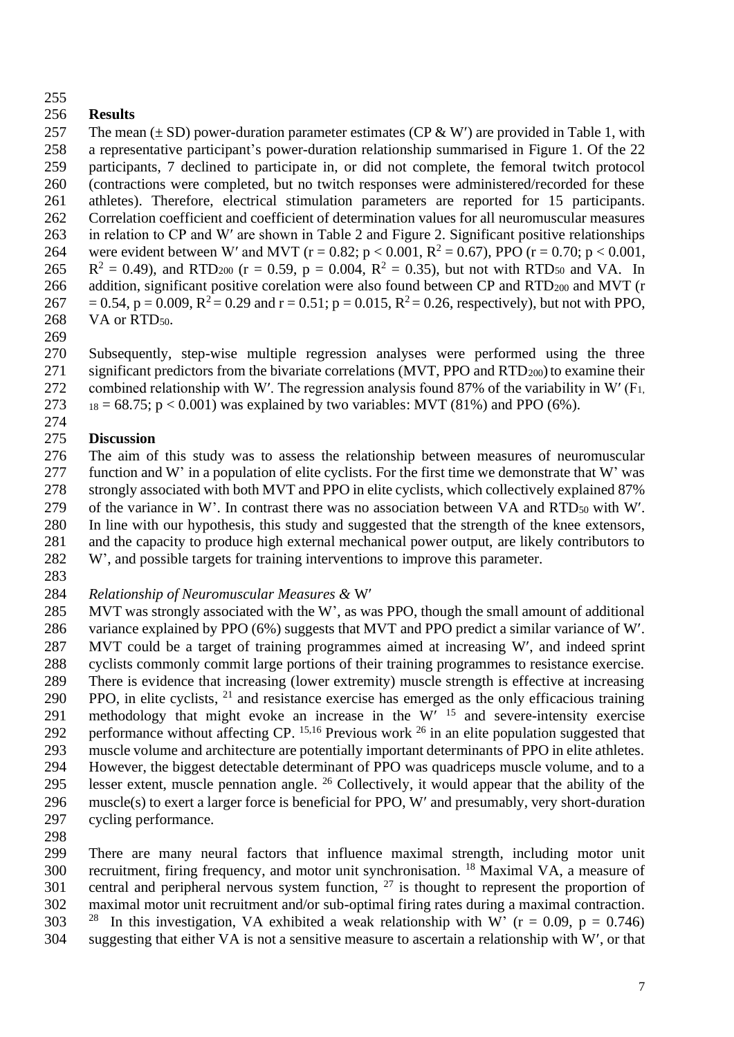## Results

The mean (± SD) power-duration parameter estimates (CP & W′) are provided in Table 1, with a representative participant's power-duration relationship summarised in Figure 1. Of the 22 participants, 7 declined to participate in, or did not complete, the femoral twitch protocol (contractions were completed, but no twitch responses were administered/recorded for these athletes). Therefore, electrical stimulation parameters are reported for 15 participants. Correlation coefficient and coefficient of determination values for all neuromuscular measures in relation to CP and W′ are shown in Table 2 and Figure 2. Significant positive relationships were evident between W′ and MVT ($r = 0.82$; $p < 0.001$, $R^2 = 0.67$), PPO ($r = 0.70$; $p < 0.001$, $R^2 = 0.49$), and $RTD_{200}$ ($r = 0.59$, $p = 0.004$, $R^2 = 0.35$), but not with $RTD_{50}$ and VA. In addition, significant positive corelation were also found between CP and $RTD_{200}$ and MVT ($r = 0.54$, $p = 0.009$, $R^2 = 0.29$ and $r = 0.51$; $p = 0.015$, $R^2 = 0.26$, respectively), but not with PPO, VA or $RTD_{50}$.

Subsequently, step-wise multiple regression analyses were performed using the three significant predictors from the bivariate correlations (MVT, PPO and $RTD_{200}$) to examine their combined relationship with W′. The regression analysis found 87% of the variability in W′ ($F_{1, 18} = 68.75$; $p < 0.001$) was explained by two variables: MVT (81%) and PPO (6%).

## Discussion

The aim of this study was to assess the relationship between measures of neuromuscular function and W' in a population of elite cyclists. For the first time we demonstrate that W' was strongly associated with both MVT and PPO in elite cyclists, which collectively explained 87% of the variance in W'. In contrast there was no association between VA and $RTD_{50}$ with W′. In line with our hypothesis, this study and suggested that the strength of the knee extensors, and the capacity to produce high external mechanical power output, are likely contributors to W', and possible targets for training interventions to improve this parameter.

### *Relationship of Neuromuscular Measures & W′*

MVT was strongly associated with the W', as was PPO, though the small amount of additional variance explained by PPO (6%) suggests that MVT and PPO predict a similar variance of W′. MVT could be a target of training programmes aimed at increasing W′, and indeed sprint cyclists commonly commit large portions of their training programmes to resistance exercise. There is evidence that increasing (lower extremity) muscle strength is effective at increasing PPO, in elite cyclists, [21] and resistance exercise has emerged as the only efficacious training methodology that might evoke an increase in the W′ [15] and severe-intensity exercise performance without affecting CP. [15,16] Previous work [26] in an elite population suggested that muscle volume and architecture are potentially important determinants of PPO in elite athletes. However, the biggest detectable determinant of PPO was quadriceps muscle volume, and to a lesser extent, muscle pennation angle. [26] Collectively, it would appear that the ability of the muscle(s) to exert a larger force is beneficial for PPO, W′ and presumably, very short-duration cycling performance.

There are many neural factors that influence maximal strength, including motor unit recruitment, firing frequency, and motor unit synchronisation. [18] Maximal VA, a measure of central and peripheral nervous system function, [27] is thought to represent the proportion of maximal motor unit recruitment and/or sub-optimal firing rates during a maximal contraction. [28] In this investigation, VA exhibited a weak relationship with W' ($r = 0.09$, $p = 0.746$) suggesting that either VA is not a sensitive measure to ascertain a relationship with W′, or that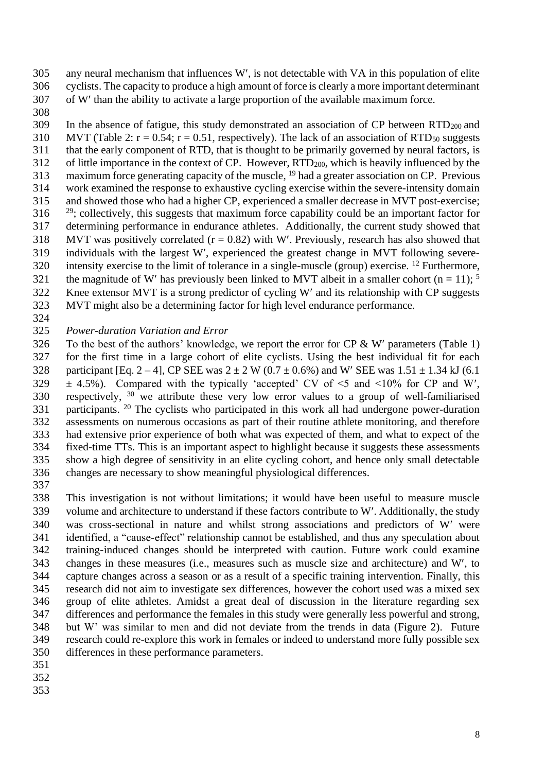any neural mechanism that influences W′, is not detectable with VA in this population of elite cyclists. The capacity to produce a high amount of force is clearly a more important determinant of W′ than the ability to activate a large proportion of the available maximum force.

In the absence of fatigue, this study demonstrated an association of CP between $RTD_{200}$ and MVT (Table 2: $r = 0.54$; $r = 0.51$, respectively). The lack of an association of $RTD_{50}$ suggests that the early component of RTD, that is thought to be primarily governed by neural factors, is of little importance in the context of CP. However, $RTD_{200}$, which is heavily influenced by the maximum force generating capacity of the muscle, [19] had a greater association on CP. Previous work examined the response to exhaustive cycling exercise within the severe-intensity domain and showed those who had a higher CP, experienced a smaller decrease in MVT post-exercise; [29]; collectively, this suggests that maximum force capability could be an important factor for determining performance in endurance athletes. Additionally, the current study showed that MVT was positively correlated ($r = 0.82$) with W′. Previously, research has also showed that individuals with the largest W′, experienced the greatest change in MVT following severe-intensity exercise to the limit of tolerance in a single-muscle (group) exercise. [12] Furthermore, the magnitude of W′ has previously been linked to MVT albeit in a smaller cohort ($n = 11$); [5] Knee extensor MVT is a strong predictor of cycling W′ and its relationship with CP suggests MVT might also be a determining factor for high level endurance performance.

*Power-duration Variation and Error*

To the best of the authors' knowledge, we report the error for CP & W′ parameters (Table 1) for the first time in a large cohort of elite cyclists. Using the best individual fit for each participant [Eq. 2 – 4], CP SEE was $2 \pm 2$ W ($0.7 \pm 0.6\%$) and W′ SEE was $1.51 \pm 1.34$ kJ ($6.1 \pm 4.5\%$). Compared with the typically 'accepted' CV of <5 and <10% for CP and W′, respectively, [30] we attribute these very low error values to a group of well-familiarised participants. [20] The cyclists who participated in this work all had undergone power-duration assessments on numerous occasions as part of their routine athlete monitoring, and therefore had extensive prior experience of both what was expected of them, and what to expect of the fixed-time TTs. This is an important aspect to highlight because it suggests these assessments show a high degree of sensitivity in an elite cycling cohort, and hence only small detectable changes are necessary to show meaningful physiological differences.

This investigation is not without limitations; it would have been useful to measure muscle volume and architecture to understand if these factors contribute to W′. Additionally, the study was cross-sectional in nature and whilst strong associations and predictors of W′ were identified, a "cause-effect" relationship cannot be established, and thus any speculation about training-induced changes should be interpreted with caution. Future work could examine changes in these measures (i.e., measures such as muscle size and architecture) and W′, to capture changes across a season or as a result of a specific training intervention. Finally, this research did not aim to investigate sex differences, however the cohort used was a mixed sex group of elite athletes. Amidst a great deal of discussion in the literature regarding sex differences and performance the females in this study were generally less powerful and strong, but W' was similar to men and did not deviate from the trends in data (Figure 2). Future research could re-explore this work in females or indeed to understand more fully possible sex differences in these performance parameters.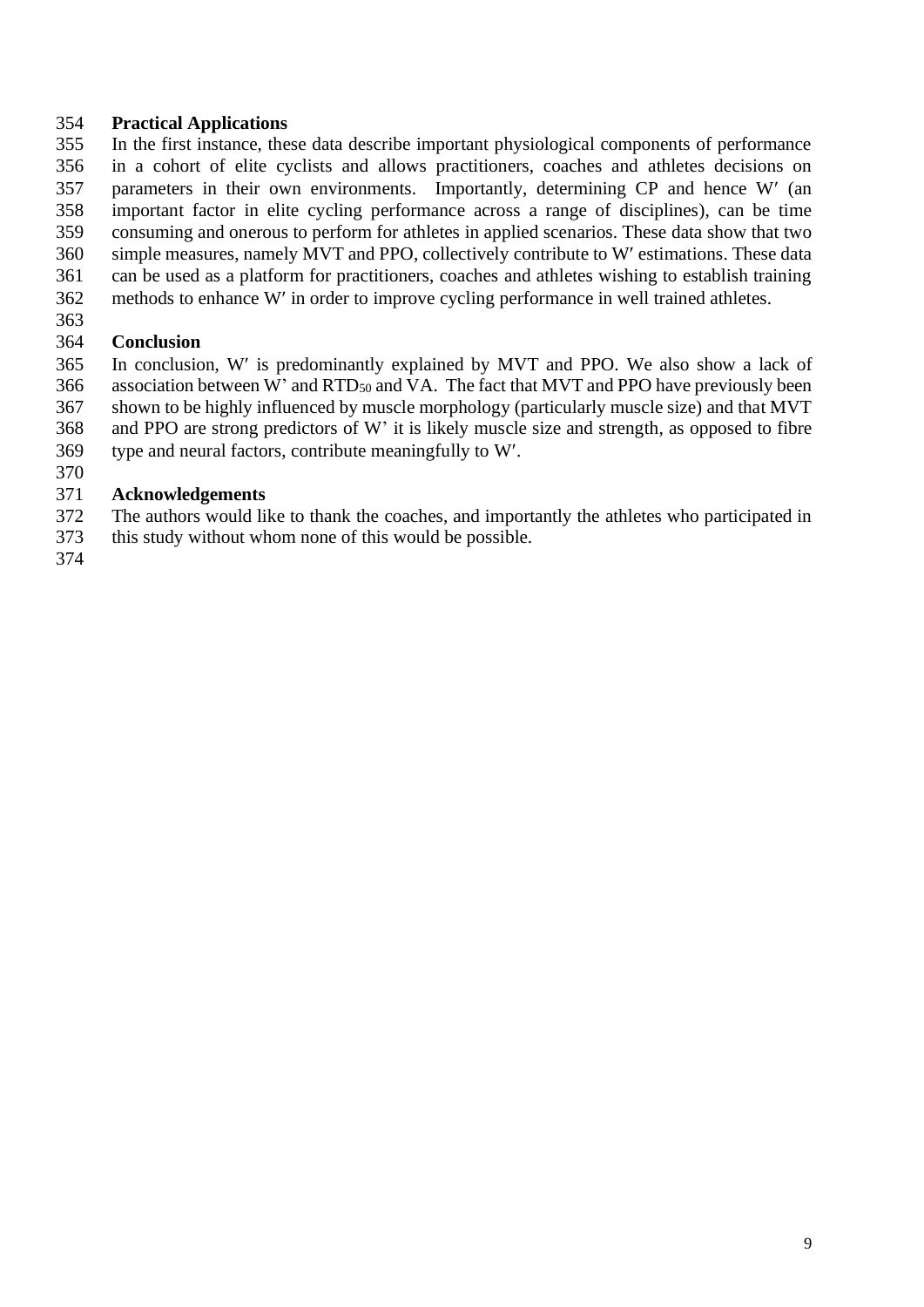## Practical Applications

In the first instance, these data describe important physiological components of performance in a cohort of elite cyclists and allows practitioners, coaches and athletes decisions on parameters in their own environments. Importantly, determining CP and hence W′ (an important factor in elite cycling performance across a range of disciplines), can be time consuming and onerous to perform for athletes in applied scenarios. These data show that two simple measures, namely MVT and PPO, collectively contribute to W′ estimations. These data can be used as a platform for practitioners, coaches and athletes wishing to establish training methods to enhance W′ in order to improve cycling performance in well trained athletes.

## Conclusion

In conclusion, W′ is predominantly explained by MVT and PPO. We also show a lack of association between W' and $RTD_{50}$ and VA. The fact that MVT and PPO have previously been shown to be highly influenced by muscle morphology (particularly muscle size) and that MVT and PPO are strong predictors of W' it is likely muscle size and strength, as opposed to fibre type and neural factors, contribute meaningfully to W′.

## Acknowledgements

The authors would like to thank the coaches, and importantly the athletes who participated in this study without whom none of this would be possible.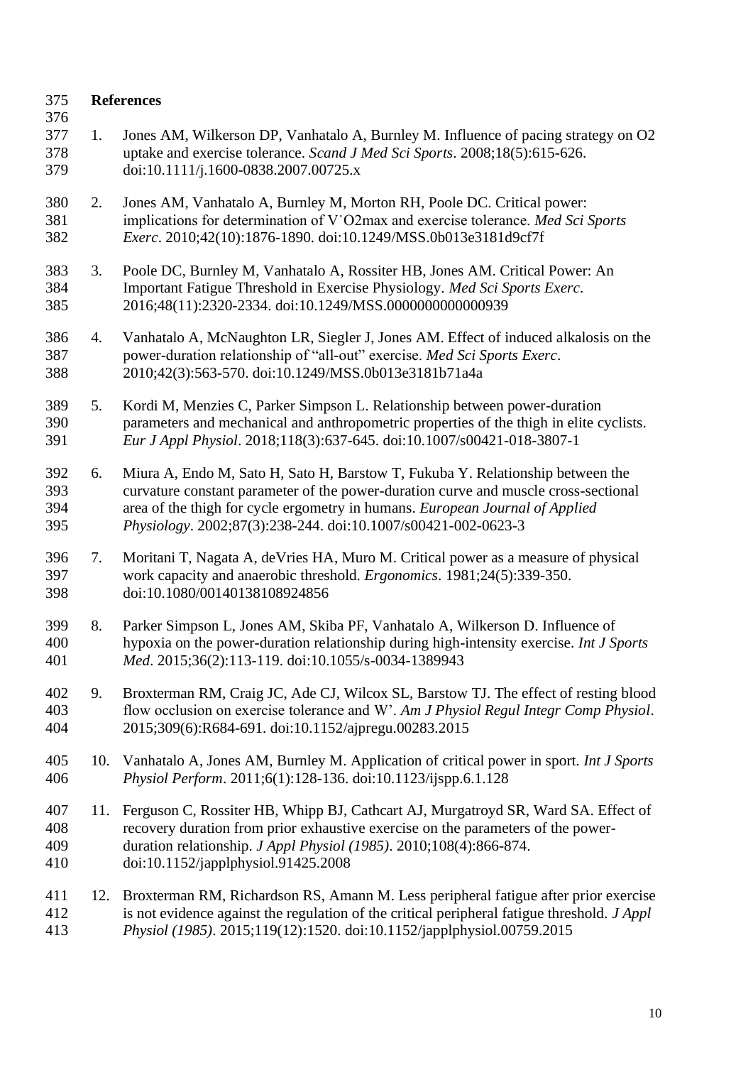## References

1. Jones AM, Wilkerson DP, Vanhatalo A, Burnley M. Influence of pacing strategy on O2 uptake and exercise tolerance. *Scand J Med Sci Sports*. 2008;18(5):615-626. doi:10.1111/j.1600-0838.2007.00725.x

2. Jones AM, Vanhatalo A, Burnley M, Morton RH, Poole DC. Critical power: implications for determination of V˙O2max and exercise tolerance. *Med Sci Sports Exerc*. 2010;42(10):1876-1890. doi:10.1249/MSS.0b013e3181d9cf7f

3. Poole DC, Burnley M, Vanhatalo A, Rossiter HB, Jones AM. Critical Power: An Important Fatigue Threshold in Exercise Physiology. *Med Sci Sports Exerc*. 2016;48(11):2320-2334. doi:10.1249/MSS.0000000000000939

4. Vanhatalo A, McNaughton LR, Siegler J, Jones AM. Effect of induced alkalosis on the power-duration relationship of "all-out" exercise. *Med Sci Sports Exerc*. 2010;42(3):563-570. doi:10.1249/MSS.0b013e3181b71a4a

5. Kordi M, Menzies C, Parker Simpson L. Relationship between power-duration parameters and mechanical and anthropometric properties of the thigh in elite cyclists. *Eur J Appl Physiol*. 2018;118(3):637-645. doi:10.1007/s00421-018-3807-1

6. Miura A, Endo M, Sato H, Sato H, Barstow T, Fukuba Y. Relationship between the curvature constant parameter of the power-duration curve and muscle cross-sectional area of the thigh for cycle ergometry in humans. *European Journal of Applied Physiology*. 2002;87(3):238-244. doi:10.1007/s00421-002-0623-3

7. Moritani T, Nagata A, deVries HA, Muro M. Critical power as a measure of physical work capacity and anaerobic threshold. *Ergonomics*. 1981;24(5):339-350. doi:10.1080/00140138108924856

8. Parker Simpson L, Jones AM, Skiba PF, Vanhatalo A, Wilkerson D. Influence of hypoxia on the power-duration relationship during high-intensity exercise. *Int J Sports Med*. 2015;36(2):113-119. doi:10.1055/s-0034-1389943

9. Broxterman RM, Craig JC, Ade CJ, Wilcox SL, Barstow TJ. The effect of resting blood flow occlusion on exercise tolerance and W'. *Am J Physiol Regul Integr Comp Physiol*. 2015;309(6):R684-691. doi:10.1152/ajpregu.00283.2015

10. Vanhatalo A, Jones AM, Burnley M. Application of critical power in sport. *Int J Sports Physiol Perform*. 2011;6(1):128-136. doi:10.1123/ijspp.6.1.128

11. Ferguson C, Rossiter HB, Whipp BJ, Cathcart AJ, Murgatroyd SR, Ward SA. Effect of recovery duration from prior exhaustive exercise on the parameters of the power-duration relationship. *J Appl Physiol (1985)*. 2010;108(4):866-874. doi:10.1152/japplphysiol.91425.2008

12. Broxterman RM, Richardson RS, Amann M. Less peripheral fatigue after prior exercise is not evidence against the regulation of the critical peripheral fatigue threshold. *J Appl Physiol (1985)*. 2015;119(12):1520. doi:10.1152/japplphysiol.00759.2015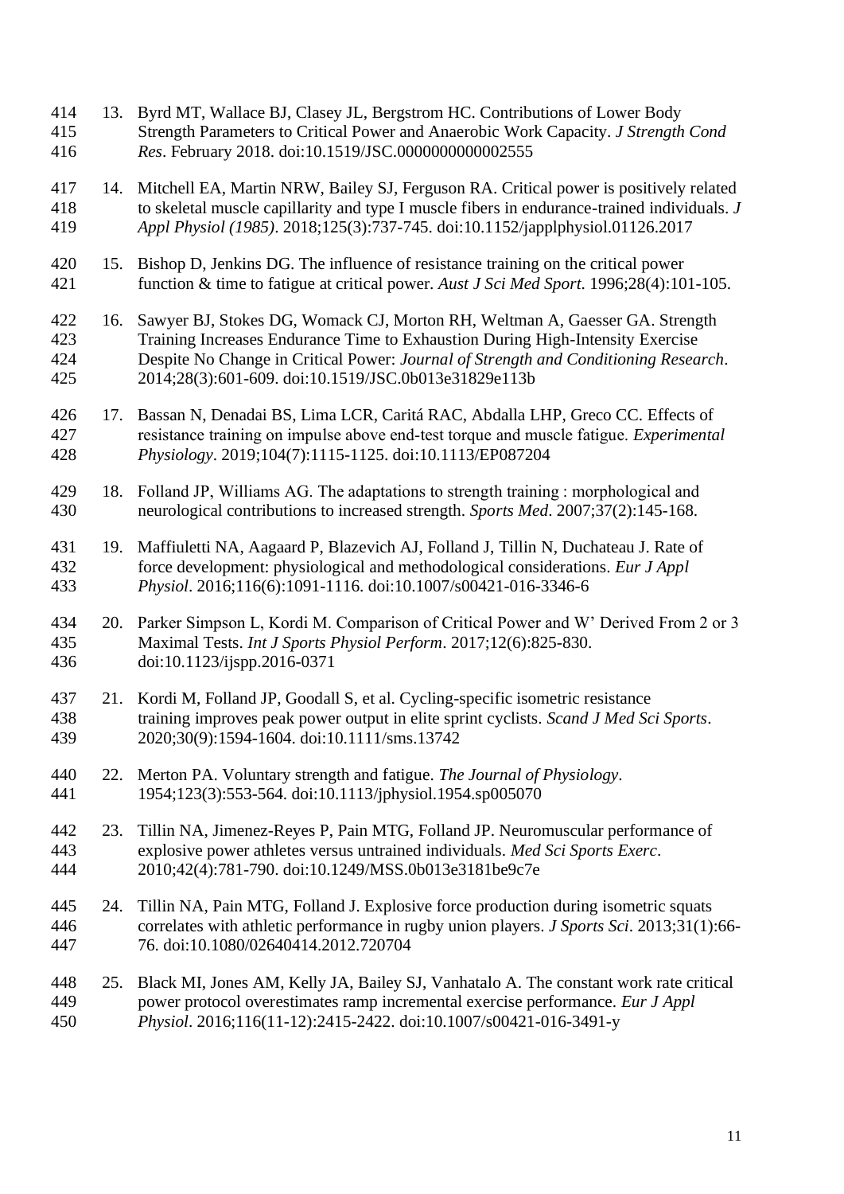13. Byrd MT, Wallace BJ, Clasey JL, Bergstrom HC. Contributions of Lower Body Strength Parameters to Critical Power and Anaerobic Work Capacity. *J Strength Cond Res*. February 2018. doi:10.1519/JSC.0000000000002555

14. Mitchell EA, Martin NRW, Bailey SJ, Ferguson RA. Critical power is positively related to skeletal muscle capillarity and type I muscle fibers in endurance-trained individuals. *J Appl Physiol (1985)*. 2018;125(3):737-745. doi:10.1152/japplphysiol.01126.2017

15. Bishop D, Jenkins DG. The influence of resistance training on the critical power function & time to fatigue at critical power. *Aust J Sci Med Sport*. 1996;28(4):101-105.

16. Sawyer BJ, Stokes DG, Womack CJ, Morton RH, Weltman A, Gaesser GA. Strength Training Increases Endurance Time to Exhaustion During High-Intensity Exercise Despite No Change in Critical Power: *Journal of Strength and Conditioning Research*. 2014;28(3):601-609. doi:10.1519/JSC.0b013e31829e113b

17. Bassan N, Denadai BS, Lima LCR, Caritá RAC, Abdalla LHP, Greco CC. Effects of resistance training on impulse above end-test torque and muscle fatigue. *Experimental Physiology*. 2019;104(7):1115-1125. doi:10.1113/EP087204

18. Folland JP, Williams AG. The adaptations to strength training : morphological and neurological contributions to increased strength. *Sports Med*. 2007;37(2):145-168.

19. Maffiuletti NA, Aagaard P, Blazevich AJ, Folland J, Tillin N, Duchateau J. Rate of force development: physiological and methodological considerations. *Eur J Appl Physiol*. 2016;116(6):1091-1116. doi:10.1007/s00421-016-3346-6

20. Parker Simpson L, Kordi M. Comparison of Critical Power and W' Derived From 2 or 3 Maximal Tests. *Int J Sports Physiol Perform*. 2017;12(6):825-830. doi:10.1123/ijspp.2016-0371

21. Kordi M, Folland JP, Goodall S, et al. Cycling-specific isometric resistance training improves peak power output in elite sprint cyclists. *Scand J Med Sci Sports*. 2020;30(9):1594-1604. doi:10.1111/sms.13742

22. Merton PA. Voluntary strength and fatigue. *The Journal of Physiology*. 1954;123(3):553-564. doi:10.1113/jphysiol.1954.sp005070

23. Tillin NA, Jimenez-Reyes P, Pain MTG, Folland JP. Neuromuscular performance of explosive power athletes versus untrained individuals. *Med Sci Sports Exerc*. 2010;42(4):781-790. doi:10.1249/MSS.0b013e3181be9c7e

24. Tillin NA, Pain MTG, Folland J. Explosive force production during isometric squats correlates with athletic performance in rugby union players. *J Sports Sci*. 2013;31(1):66-76. doi:10.1080/02640414.2012.720704

25. Black MI, Jones AM, Kelly JA, Bailey SJ, Vanhatalo A. The constant work rate critical power protocol overestimates ramp incremental exercise performance. *Eur J Appl Physiol*. 2016;116(11-12):2415-2422. doi:10.1007/s00421-016-3491-y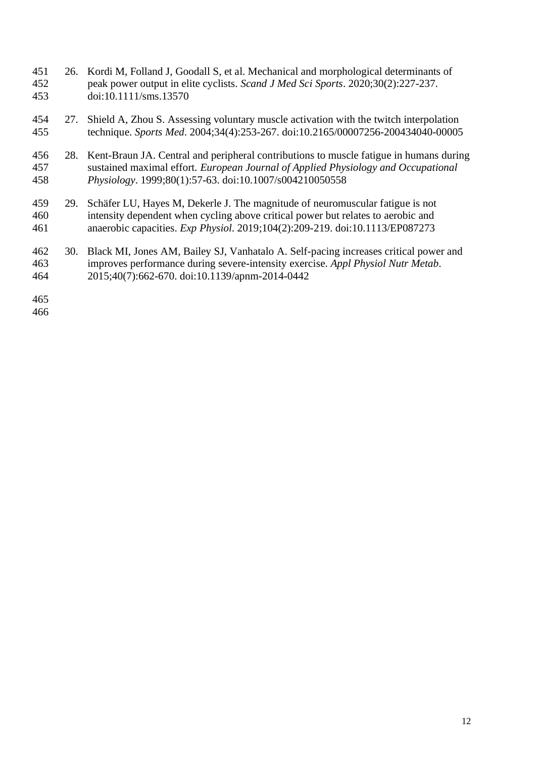26. Kordi M, Folland J, Goodall S, et al. Mechanical and morphological determinants of peak power output in elite cyclists. *Scand J Med Sci Sports*. 2020;30(2):227-237. doi:10.1111/sms.13570

27. Shield A, Zhou S. Assessing voluntary muscle activation with the twitch interpolation technique. *Sports Med*. 2004;34(4):253-267. doi:10.2165/00007256-200434040-00005

28. Kent-Braun JA. Central and peripheral contributions to muscle fatigue in humans during sustained maximal effort. *European Journal of Applied Physiology and Occupational Physiology*. 1999;80(1):57-63. doi:10.1007/s004210050558

29. Schäfer LU, Hayes M, Dekerle J. The magnitude of neuromuscular fatigue is not intensity dependent when cycling above critical power but relates to aerobic and anaerobic capacities. *Exp Physiol*. 2019;104(2):209-219. doi:10.1113/EP087273

30. Black MI, Jones AM, Bailey SJ, Vanhatalo A. Self-pacing increases critical power and improves performance during severe-intensity exercise. *Appl Physiol Nutr Metab*. 2015;40(7):662-670. doi:10.1139/apnm-2014-0442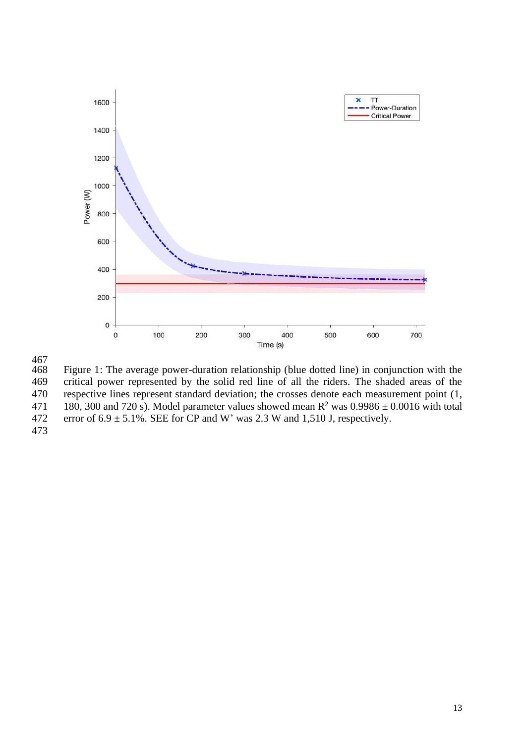Figure 1: The average power-duration relationship (blue dotted line) in conjunction with the critical power represented by the solid red line of all the riders. The shaded areas of the respective lines represent standard deviation; the crosses denote each measurement point (1, 180, 300 and 720 s). Model parameter values showed mean $R^2$ was 0.9986 ± 0.0016 with total error of 6.9 ± 5.1%. SEE for CP and W' was 2.3 W and 1,510 J, respectively.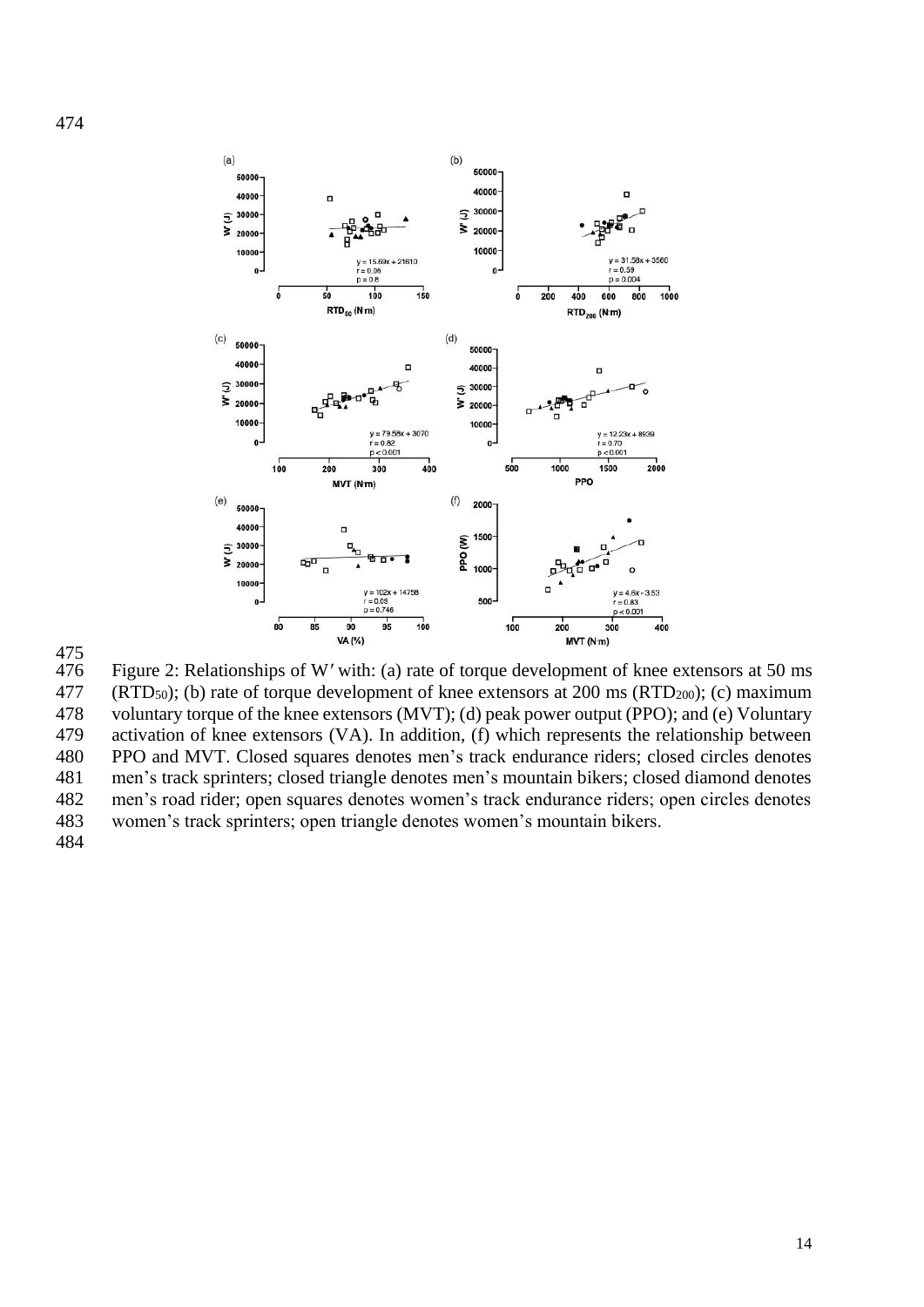Figure 2: Relationships of W′ with: (a) rate of torque development of knee extensors at 50 ms ($RTD_{50}$); (b) rate of torque development of knee extensors at 200 ms ($RTD_{200}$); (c) maximum voluntary torque of the knee extensors (MVT); (d) peak power output (PPO); and (e) Voluntary activation of knee extensors (VA). In addition, (f) which represents the relationship between PPO and MVT. Closed squares denotes men's track endurance riders; closed circles denotes men's track sprinters; closed triangle denotes men's mountain bikers; closed diamond denotes men's road rider; open squares denotes women's track endurance riders; open circles denotes women's track sprinters; open triangle denotes women's mountain bikers.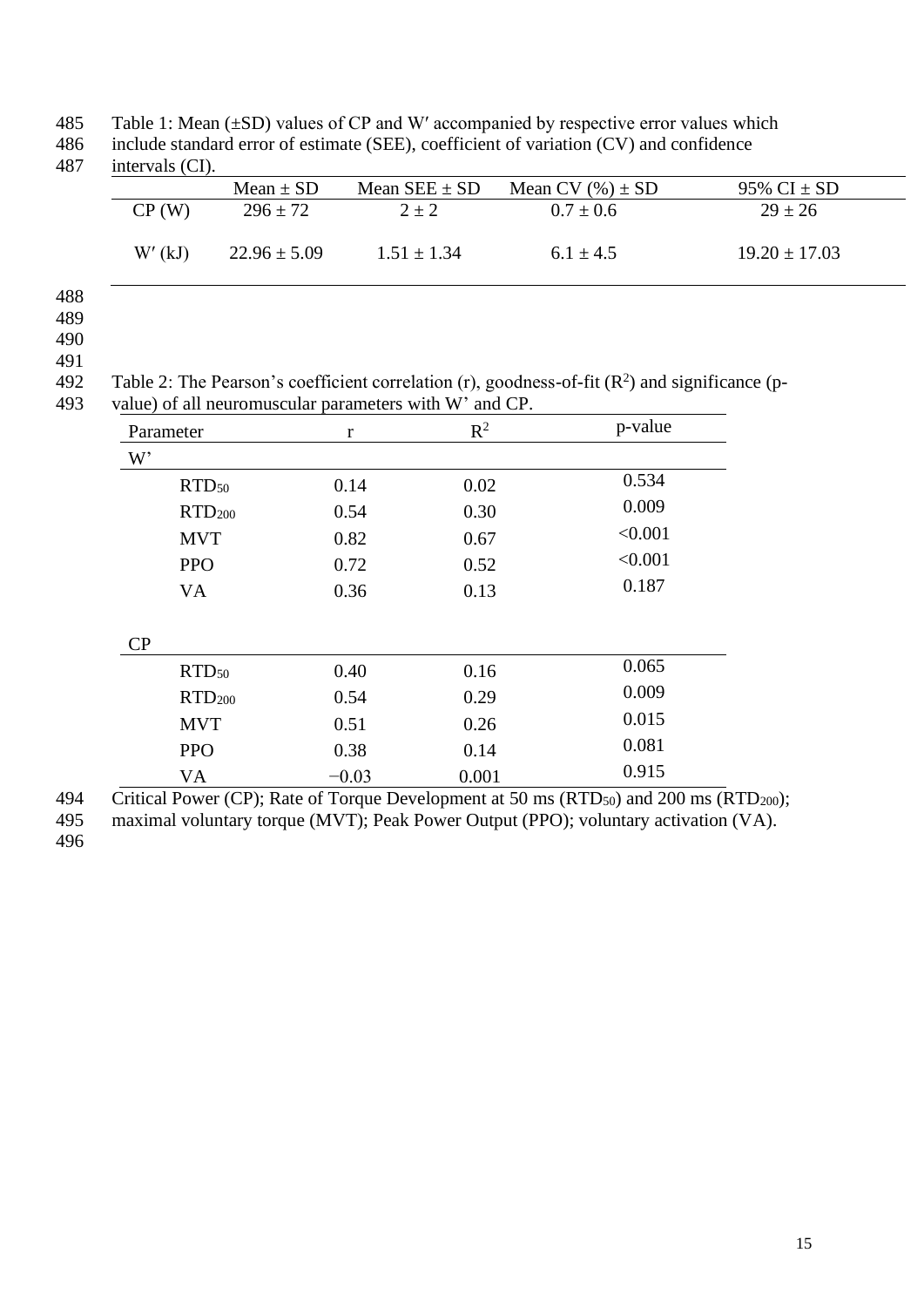Table 1: Mean (±SD) values of CP and W′ accompanied by respective error values which include standard error of estimate (SEE), coefficient of variation (CV) and confidence intervals (CI).

| | Mean ± SD | Mean SEE ± SD | Mean CV (%) ± SD | 95% CI ± SD |
|---|---|---|---|---|
| CP (W) | 296 ± 72 | 2 ± 2 | 0.7 ± 0.6 | 29 ± 26 |
| W′ (kJ) | 22.96 ± 5.09 | 1.51 ± 1.34 | 6.1 ± 4.5 | 19.20 ± 17.03 |

Table 2: The Pearson's coefficient correlation (r), goodness-of-fit ($R^2$) and significance (p-value) of all neuromuscular parameters with W' and CP.

| Parameter | r | $R^2$ | p-value |
|---|---|---|---|
| W' | | | |
| $RTD_{50}$ | 0.14 | 0.02 | 0.534 |
| $RTD_{200}$ | 0.54 | 0.30 | 0.009 |
| MVT | 0.82 | 0.67 | <0.001 |
| PPO | 0.72 | 0.52 | <0.001 |
| VA | 0.36 | 0.13 | 0.187 |
| CP | | | |
| $RTD_{50}$ | 0.40 | 0.16 | 0.065 |
| $RTD_{200}$ | 0.54 | 0.29 | 0.009 |
| MVT | 0.51 | 0.26 | 0.015 |
| PPO | 0.38 | 0.14 | 0.081 |
| VA | −0.03 | 0.001 | 0.915 |

Critical Power (CP); Rate of Torque Development at 50 ms ($RTD_{50}$) and 200 ms ($RTD_{200}$); maximal voluntary torque (MVT); Peak Power Output (PPO); voluntary activation (VA).